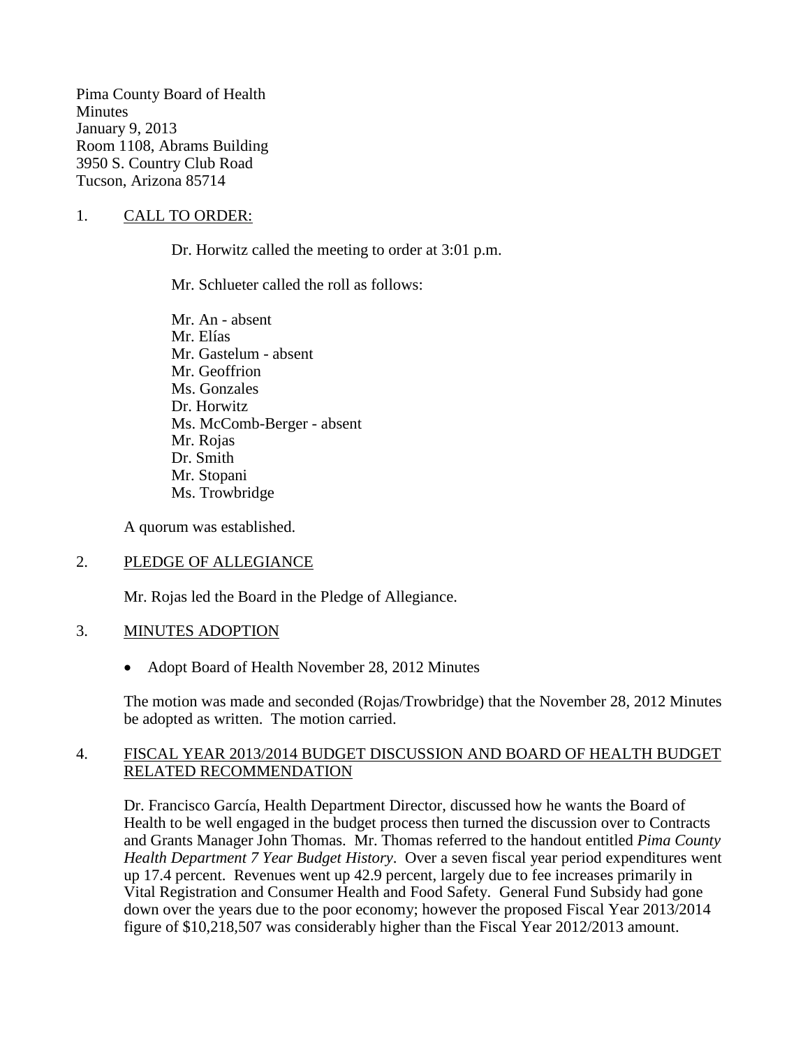Pima County Board of Health
Minutes
January 9, 2013
Room 1108, Abrams Building
3950 S. Country Club Road
Tucson, Arizona 85714

1. CALL TO ORDER:

Dr. Horwitz called the meeting to order at 3:01 p.m.

Mr. Schlueter called the roll as follows:

Mr. An - absent
Mr. Elías
Mr. Gastelum - absent
Mr. Geoffrion
Ms. Gonzales
Dr. Horwitz
Ms. McComb-Berger - absent
Mr. Rojas
Dr. Smith
Mr. Stopani
Ms. Trowbridge

A quorum was established.

2. PLEDGE OF ALLEGIANCE

Mr. Rojas led the Board in the Pledge of Allegiance.

3. MINUTES ADOPTION

- Adopt Board of Health November 28, 2012 Minutes

The motion was made and seconded (Rojas/Trowbridge) that the November 28, 2012 Minutes be adopted as written. The motion carried.

4. FISCAL YEAR 2013/2014 BUDGET DISCUSSION AND BOARD OF HEALTH BUDGET RELATED RECOMMENDATION

Dr. Francisco García, Health Department Director, discussed how he wants the Board of Health to be well engaged in the budget process then turned the discussion over to Contracts and Grants Manager John Thomas. Mr. Thomas referred to the handout entitled *Pima County Health Department 7 Year Budget History*. Over a seven fiscal year period expenditures went up 17.4 percent. Revenues went up 42.9 percent, largely due to fee increases primarily in Vital Registration and Consumer Health and Food Safety. General Fund Subsidy had gone down over the years due to the poor economy; however the proposed Fiscal Year 2013/2014 figure of $10,218,507 was considerably higher than the Fiscal Year 2012/2013 amount.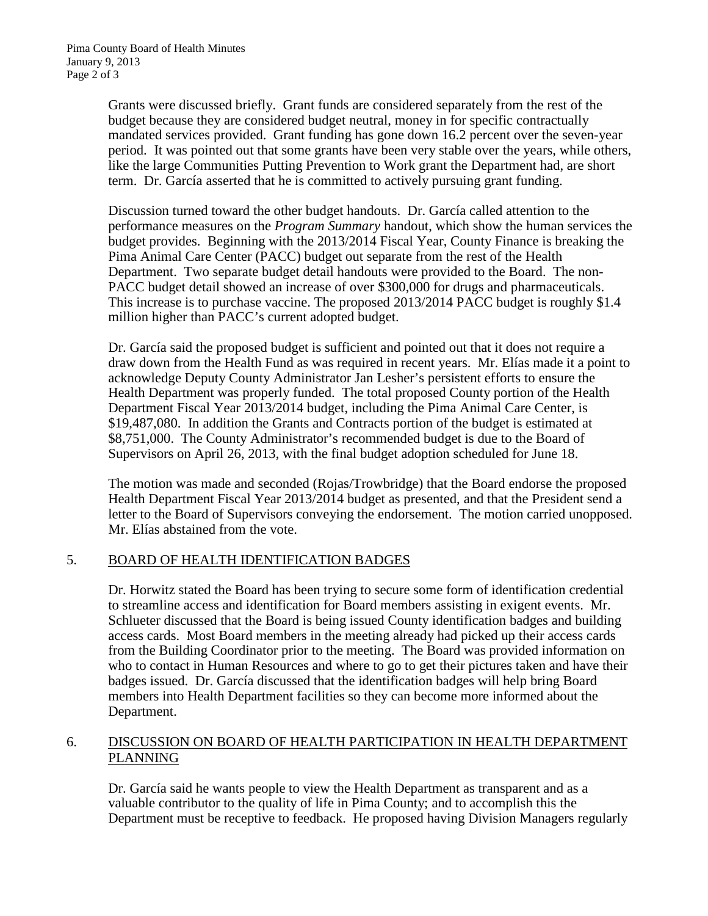Grants were discussed briefly. Grant funds are considered separately from the rest of the budget because they are considered budget neutral, money in for specific contractually mandated services provided. Grant funding has gone down 16.2 percent over the seven-year period. It was pointed out that some grants have been very stable over the years, while others, like the large Communities Putting Prevention to Work grant the Department had, are short term. Dr. García asserted that he is committed to actively pursuing grant funding.

Discussion turned toward the other budget handouts. Dr. García called attention to the performance measures on the *Program Summary* handout, which show the human services the budget provides. Beginning with the 2013/2014 Fiscal Year, County Finance is breaking the Pima Animal Care Center (PACC) budget out separate from the rest of the Health Department. Two separate budget detail handouts were provided to the Board. The non-PACC budget detail showed an increase of over $300,000 for drugs and pharmaceuticals. This increase is to purchase vaccine. The proposed 2013/2014 PACC budget is roughly $1.4 million higher than PACC's current adopted budget.

Dr. García said the proposed budget is sufficient and pointed out that it does not require a draw down from the Health Fund as was required in recent years. Mr. Elías made it a point to acknowledge Deputy County Administrator Jan Lesher's persistent efforts to ensure the Health Department was properly funded. The total proposed County portion of the Health Department Fiscal Year 2013/2014 budget, including the Pima Animal Care Center, is $19,487,080. In addition the Grants and Contracts portion of the budget is estimated at $8,751,000. The County Administrator's recommended budget is due to the Board of Supervisors on April 26, 2013, with the final budget adoption scheduled for June 18.

The motion was made and seconded (Rojas/Trowbridge) that the Board endorse the proposed Health Department Fiscal Year 2013/2014 budget as presented, and that the President send a letter to the Board of Supervisors conveying the endorsement. The motion carried unopposed. Mr. Elías abstained from the vote.

## 5. BOARD OF HEALTH IDENTIFICATION BADGES

Dr. Horwitz stated the Board has been trying to secure some form of identification credential to streamline access and identification for Board members assisting in exigent events. Mr. Schlueter discussed that the Board is being issued County identification badges and building access cards. Most Board members in the meeting already had picked up their access cards from the Building Coordinator prior to the meeting. The Board was provided information on who to contact in Human Resources and where to go to get their pictures taken and have their badges issued. Dr. García discussed that the identification badges will help bring Board members into Health Department facilities so they can become more informed about the Department.

## 6. DISCUSSION ON BOARD OF HEALTH PARTICIPATION IN HEALTH DEPARTMENT PLANNING

Dr. García said he wants people to view the Health Department as transparent and as a valuable contributor to the quality of life in Pima County; and to accomplish this the Department must be receptive to feedback. He proposed having Division Managers regularly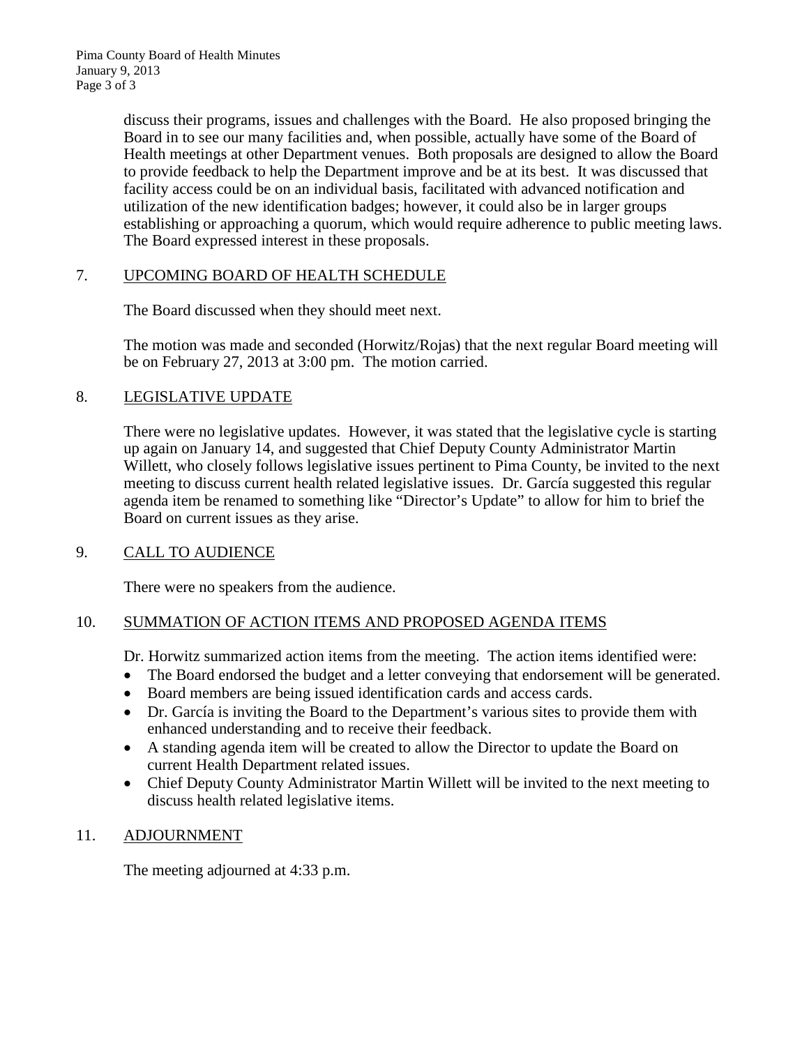discuss their programs, issues and challenges with the Board. He also proposed bringing the Board in to see our many facilities and, when possible, actually have some of the Board of Health meetings at other Department venues. Both proposals are designed to allow the Board to provide feedback to help the Department improve and be at its best. It was discussed that facility access could be on an individual basis, facilitated with advanced notification and utilization of the new identification badges; however, it could also be in larger groups establishing or approaching a quorum, which would require adherence to public meeting laws. The Board expressed interest in these proposals.

## 7. UPCOMING BOARD OF HEALTH SCHEDULE

The Board discussed when they should meet next.

The motion was made and seconded (Horwitz/Rojas) that the next regular Board meeting will be on February 27, 2013 at 3:00 pm. The motion carried.

## 8. LEGISLATIVE UPDATE

There were no legislative updates. However, it was stated that the legislative cycle is starting up again on January 14, and suggested that Chief Deputy County Administrator Martin Willett, who closely follows legislative issues pertinent to Pima County, be invited to the next meeting to discuss current health related legislative issues. Dr. García suggested this regular agenda item be renamed to something like "Director's Update" to allow for him to brief the Board on current issues as they arise.

## 9. CALL TO AUDIENCE

There were no speakers from the audience.

## 10. SUMMATION OF ACTION ITEMS AND PROPOSED AGENDA ITEMS

Dr. Horwitz summarized action items from the meeting. The action items identified were:

- The Board endorsed the budget and a letter conveying that endorsement will be generated.
- Board members are being issued identification cards and access cards.
- Dr. García is inviting the Board to the Department's various sites to provide them with enhanced understanding and to receive their feedback.
- A standing agenda item will be created to allow the Director to update the Board on current Health Department related issues.
- Chief Deputy County Administrator Martin Willett will be invited to the next meeting to discuss health related legislative items.

## 11. ADJOURNMENT

The meeting adjourned at 4:33 p.m.